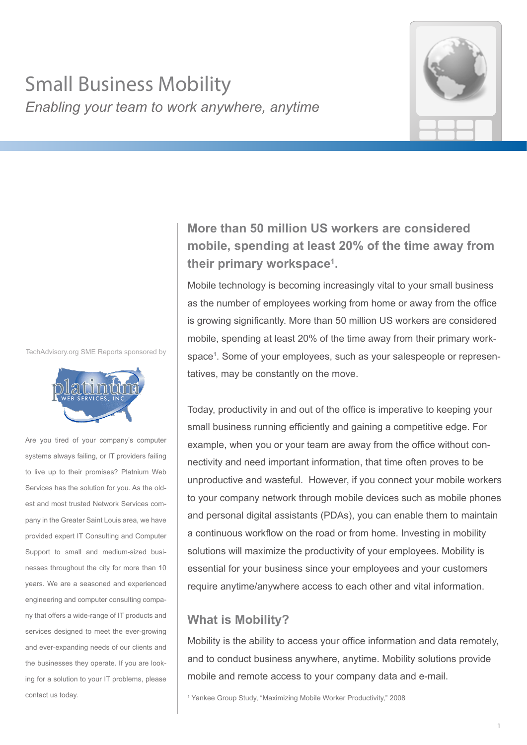# Small Business Mobility

*Enabling your team to work anywhere, anytime*

## More than 50 million US workers are considered mobile, spending at least 20% of the time away from their primary workspace[1].

Mobile technology is becoming increasingly vital to your small business as the number of employees working from home or away from the office is growing significantly. More than 50 million US workers are considered mobile, spending at least 20% of the time away from their primary workspace[1]. Some of your employees, such as your salespeople or representatives, may be constantly on the move.

Today, productivity in and out of the office is imperative to keeping your small business running efficiently and gaining a competitive edge. For example, when you or your team are away from the office without connectivity and need important information, that time often proves to be unproductive and wasteful. However, if you connect your mobile workers to your company network through mobile devices such as mobile phones and personal digital assistants (PDAs), you can enable them to maintain a continuous workflow on the road or from home. Investing in mobility solutions will maximize the productivity of your employees. Mobility is essential for your business since your employees and your customers require anytime/anywhere access to each other and vital information.

## What is Mobility?

Mobility is the ability to access your office information and data remotely, and to conduct business anywhere, anytime. Mobility solutions provide mobile and remote access to your company data and e-mail.

[1] Yankee Group Study, "Maximizing Mobile Worker Productivity," 2008

TechAdvisory.org SME Reports sponsored by

platinum WEB SERVICES, INC.

Are you tired of your company's computer systems always failing, or IT providers failing to live up to their promises? Platnium Web Services has the solution for you. As the oldest and most trusted Network Services company in the Greater Saint Louis area, we have provided expert IT Consulting and Computer Support to small and medium-sized businesses throughout the city for more than 10 years. We are a seasoned and experienced engineering and computer consulting company that offers a wide-range of IT products and services designed to meet the ever-growing and ever-expanding needs of our clients and the businesses they operate. If you are looking for a solution to your IT problems, please contact us today.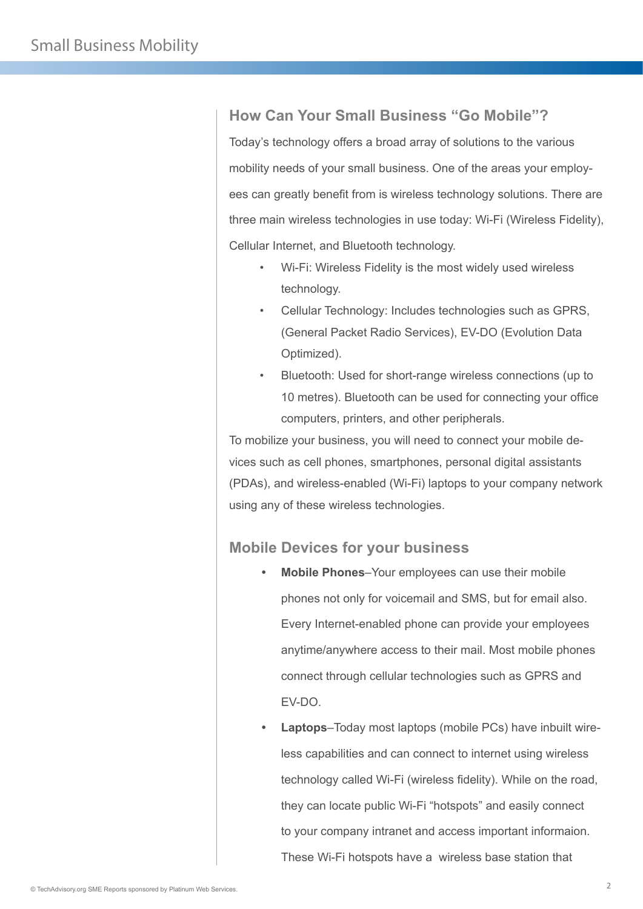## How Can Your Small Business "Go Mobile"?

Today's technology offers a broad array of solutions to the various mobility needs of your small business. One of the areas your employees can greatly benefit from is wireless technology solutions. There are three main wireless technologies in use today: Wi-Fi (Wireless Fidelity), Cellular Internet, and Bluetooth technology.

- Wi-Fi: Wireless Fidelity is the most widely used wireless technology.
- Cellular Technology: Includes technologies such as GPRS, (General Packet Radio Services), EV-DO (Evolution Data Optimized).
- Bluetooth: Used for short-range wireless connections (up to 10 metres). Bluetooth can be used for connecting your office computers, printers, and other peripherals.

To mobilize your business, you will need to connect your mobile devices such as cell phones, smartphones, personal digital assistants (PDAs), and wireless-enabled (Wi-Fi) laptops to your company network using any of these wireless technologies.

## Mobile Devices for your business

- **Mobile Phones**–Your employees can use their mobile phones not only for voicemail and SMS, but for email also. Every Internet-enabled phone can provide your employees anytime/anywhere access to their mail. Most mobile phones connect through cellular technologies such as GPRS and EV-DO.
- **Laptops**–Today most laptops (mobile PCs) have inbuilt wireless capabilities and can connect to internet using wireless technology called Wi-Fi (wireless fidelity). While on the road, they can locate public Wi-Fi "hotspots" and easily connect to your company intranet and access important informaion. These Wi-Fi hotspots have a wireless base station that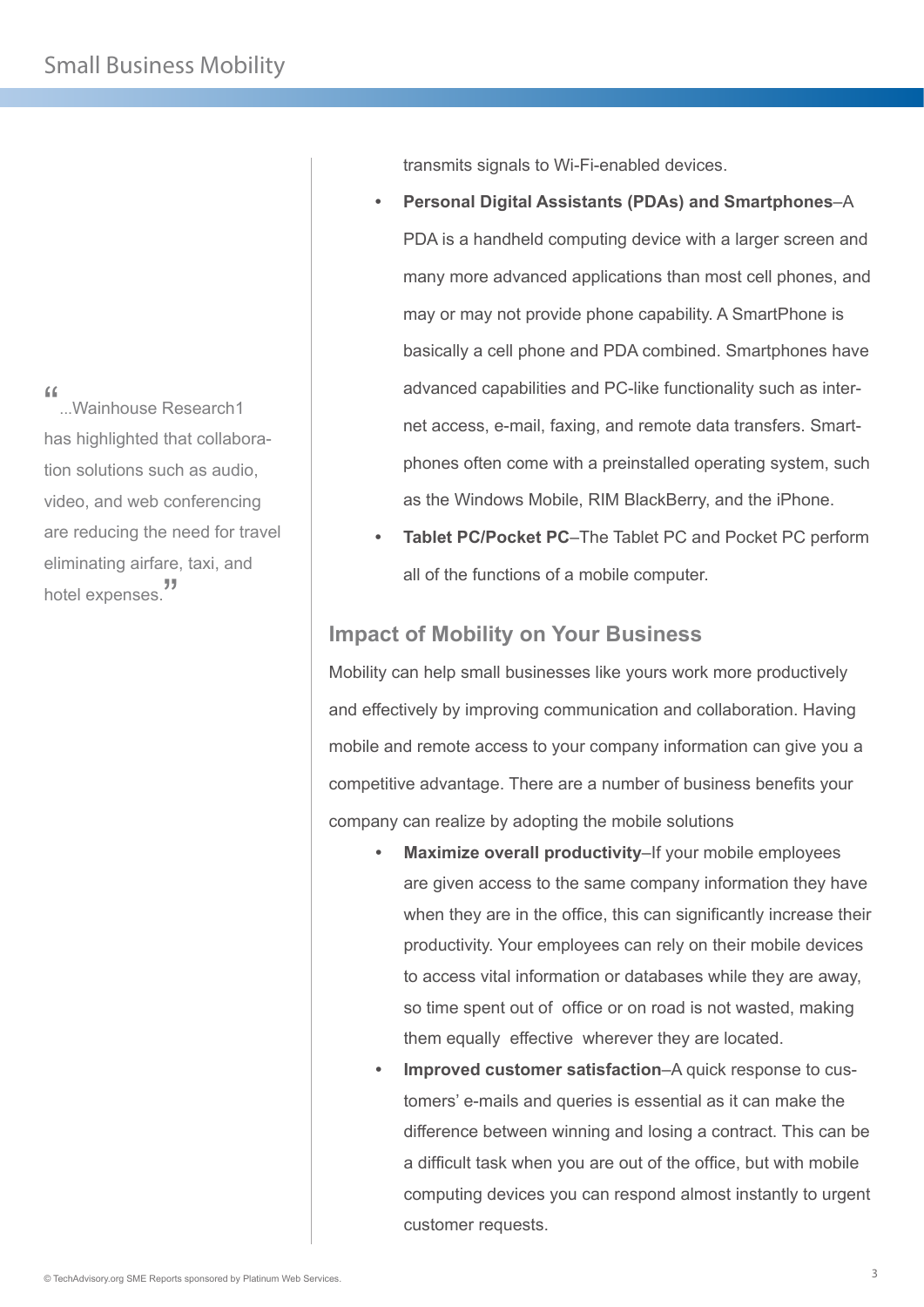transmits signals to Wi-Fi-enabled devices.

- **Personal Digital Assistants (PDAs) and Smartphones**–A PDA is a handheld computing device with a larger screen and many more advanced applications than most cell phones, and may or may not provide phone capability. A SmartPhone is basically a cell phone and PDA combined. Smartphones have advanced capabilities and PC-like functionality such as internet access, e-mail, faxing, and remote data transfers. Smartphones often come with a preinstalled operating system, such as the Windows Mobile, RIM BlackBerry, and the iPhone.
- **Tablet PC/Pocket PC**–The Tablet PC and Pocket PC perform all of the functions of a mobile computer.

> "...Wainhouse Research1 has highlighted that collaboration solutions such as audio, video, and web conferencing are reducing the need for travel eliminating airfare, taxi, and hotel expenses."

## Impact of Mobility on Your Business

Mobility can help small businesses like yours work more productively and effectively by improving communication and collaboration. Having mobile and remote access to your company information can give you a competitive advantage. There are a number of business benefits your company can realize by adopting the mobile solutions

- **Maximize overall productivity**–If your mobile employees are given access to the same company information they have when they are in the office, this can significantly increase their productivity. Your employees can rely on their mobile devices to access vital information or databases while they are away, so time spent out of office or on road is not wasted, making them equally effective wherever they are located.
- **Improved customer satisfaction**–A quick response to customers' e-mails and queries is essential as it can make the difference between winning and losing a contract. This can be a difficult task when you are out of the office, but with mobile computing devices you can respond almost instantly to urgent customer requests.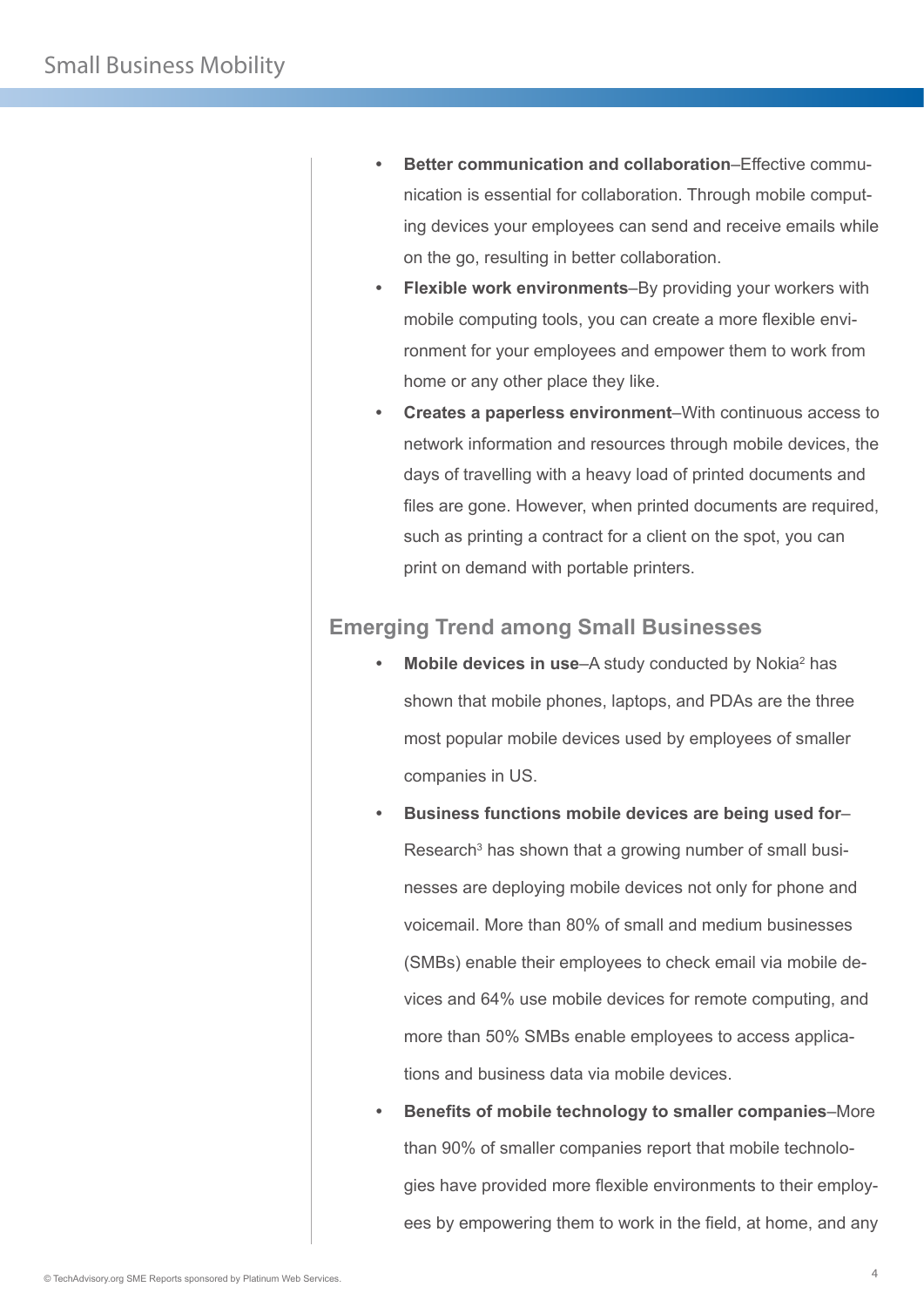- **Better communication and collaboration**–Effective communication is essential for collaboration. Through mobile computing devices your employees can send and receive emails while on the go, resulting in better collaboration.
- **Flexible work environments**–By providing your workers with mobile computing tools, you can create a more flexible environment for your employees and empower them to work from home or any other place they like.
- **Creates a paperless environment**–With continuous access to network information and resources through mobile devices, the days of travelling with a heavy load of printed documents and files are gone. However, when printed documents are required, such as printing a contract for a client on the spot, you can print on demand with portable printers.

## Emerging Trend among Small Businesses

- **Mobile devices in use**–A study conducted by Nokia[2] has shown that mobile phones, laptops, and PDAs are the three most popular mobile devices used by employees of smaller companies in US.
- **Business functions mobile devices are being used for**–Research[3] has shown that a growing number of small businesses are deploying mobile devices not only for phone and voicemail. More than 80% of small and medium businesses (SMBs) enable their employees to check email via mobile devices and 64% use mobile devices for remote computing, and more than 50% SMBs enable employees to access applications and business data via mobile devices.
- **Benefits of mobile technology to smaller companies**–More than 90% of smaller companies report that mobile technologies have provided more flexible environments to their employees by empowering them to work in the field, at home, and any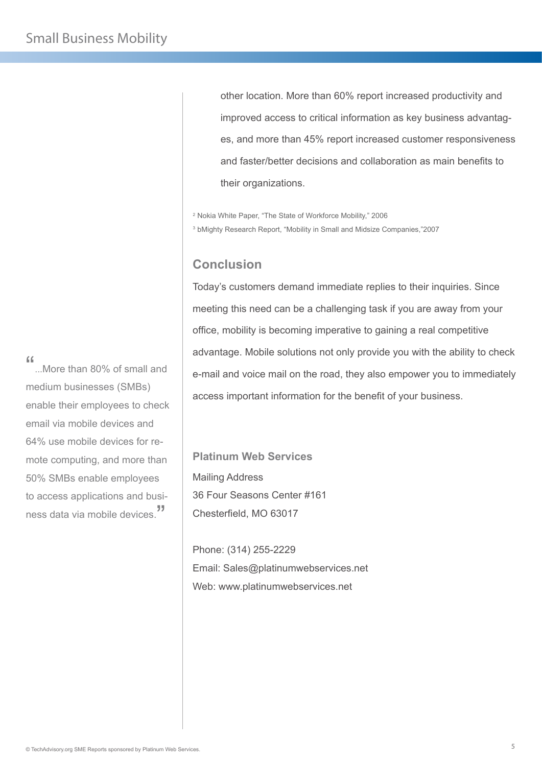other location. More than 60% report increased productivity and improved access to critical information as key business advantages, and more than 45% report increased customer responsiveness and faster/better decisions and collaboration as main benefits to their organizations.

[2] Nokia White Paper, "The State of Workforce Mobility," 2006

[3] bMighty Research Report, "Mobility in Small and Midsize Companies,"2007

> "...More than 80% of small and medium businesses (SMBs) enable their employees to check email via mobile devices and 64% use mobile devices for remote computing, and more than 50% SMBs enable employees to access applications and business data via mobile devices."

## Conclusion

Today's customers demand immediate replies to their inquiries. Since meeting this need can be a challenging task if you are away from your office, mobility is becoming imperative to gaining a real competitive advantage. Mobile solutions not only provide you with the ability to check e-mail and voice mail on the road, they also empower you to immediately access important information for the benefit of your business.

### Platinum Web Services

Mailing Address
36 Four Seasons Center #161
Chesterfield, MO 63017

Phone: (314) 255-2229
Email: Sales@platinumwebservices.net
Web: www.platinumwebservices.net

© TechAdvisory.org SME Reports sponsored by Platinum Web Services.